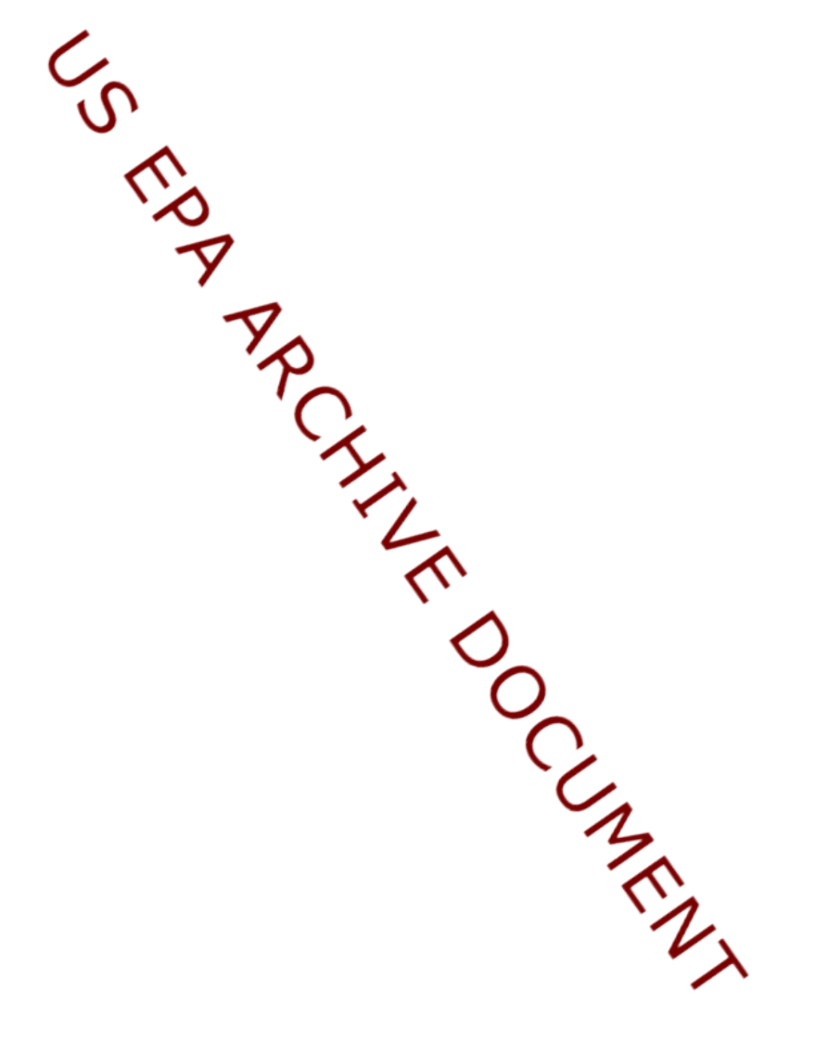US EPA ARCHIVE DOCUMENT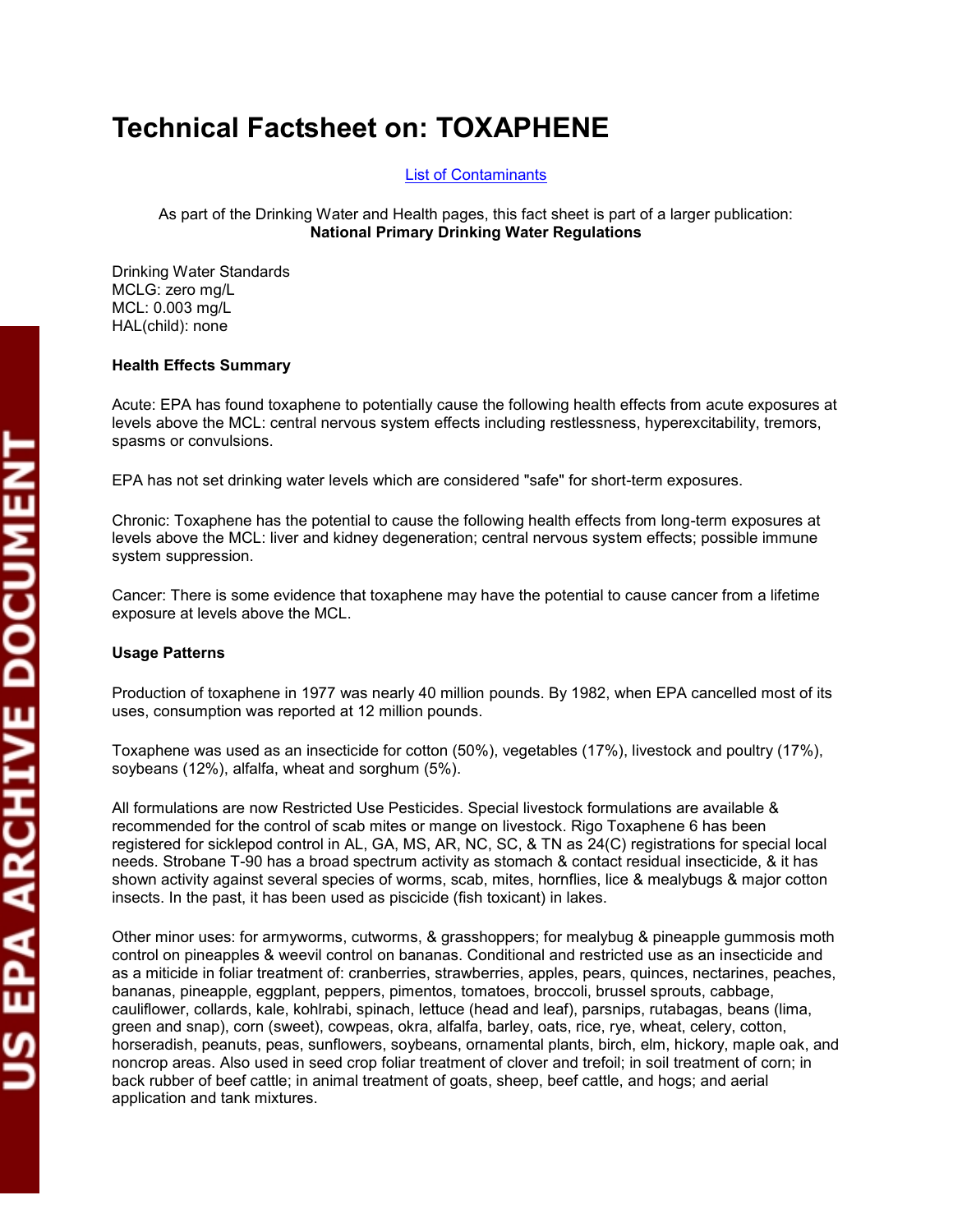# Technical Factsheet on: TOXAPHENE

[List of Contaminants]

As part of the Drinking Water and Health pages, this fact sheet is part of a larger publication:
**National Primary Drinking Water Regulations**

Drinking Water Standards
MCLG: zero mg/L
MCL: 0.003 mg/L
HAL(child): none

**Health Effects Summary**

Acute: EPA has found toxaphene to potentially cause the following health effects from acute exposures at levels above the MCL: central nervous system effects including restlessness, hyperexcitability, tremors, spasms or convulsions.

EPA has not set drinking water levels which are considered "safe" for short-term exposures.

Chronic: Toxaphene has the potential to cause the following health effects from long-term exposures at levels above the MCL: liver and kidney degeneration; central nervous system effects; possible immune system suppression.

Cancer: There is some evidence that toxaphene may have the potential to cause cancer from a lifetime exposure at levels above the MCL.

**Usage Patterns**

Production of toxaphene in 1977 was nearly 40 million pounds. By 1982, when EPA cancelled most of its uses, consumption was reported at 12 million pounds.

Toxaphene was used as an insecticide for cotton (50%), vegetables (17%), livestock and poultry (17%), soybeans (12%), alfalfa, wheat and sorghum (5%).

All formulations are now Restricted Use Pesticides. Special livestock formulations are available & recommended for the control of scab mites or mange on livestock. Rigo Toxaphene 6 has been registered for sicklepod control in AL, GA, MS, AR, NC, SC, & TN as 24(C) registrations for special local needs. Strobane T-90 has a broad spectrum activity as stomach & contact residual insecticide, & it has shown activity against several species of worms, scab, mites, hornflies, lice & mealybugs & major cotton insects. In the past, it has been used as piscicide (fish toxicant) in lakes.

Other minor uses: for armyworms, cutworms, & grasshoppers; for mealybug & pineapple gummosis moth control on pineapples & weevil control on bananas. Conditional and restricted use as an insecticide and as a miticide in foliar treatment of: cranberries, strawberries, apples, pears, quinces, nectarines, peaches, bananas, pineapple, eggplant, peppers, pimentos, tomatoes, broccoli, brussel sprouts, cabbage, cauliflower, collards, kale, kohlrabi, spinach, lettuce (head and leaf), parsnips, rutabagas, beans (lima, green and snap), corn (sweet), cowpeas, okra, alfalfa, barley, oats, rice, rye, wheat, celery, cotton, horseradish, peanuts, peas, sunflowers, soybeans, ornamental plants, birch, elm, hickory, maple oak, and noncrop areas. Also used in seed crop foliar treatment of clover and trefoil; in soil treatment of corn; in back rubber of beef cattle; in animal treatment of goats, sheep, beef cattle, and hogs; and aerial application and tank mixtures.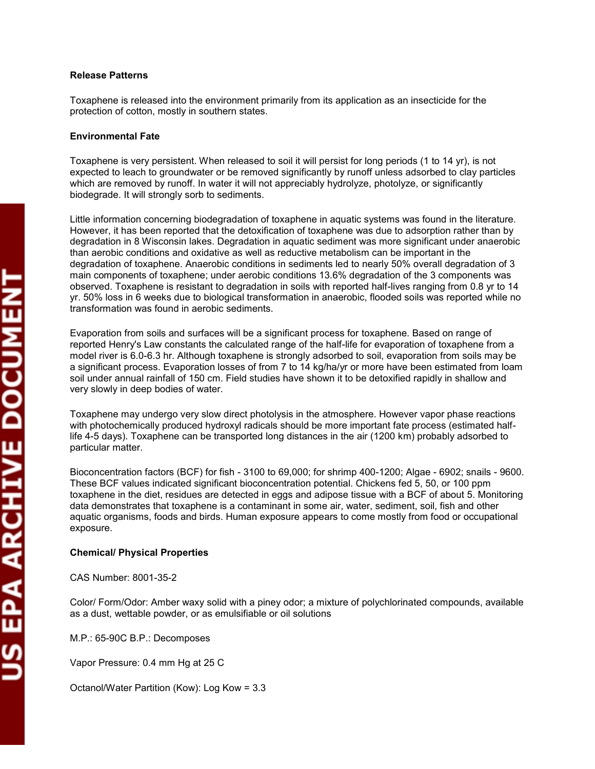**Release Patterns**

Toxaphene is released into the environment primarily from its application as an insecticide for the protection of cotton, mostly in southern states.

**Environmental Fate**

Toxaphene is very persistent. When released to soil it will persist for long periods (1 to 14 yr), is not expected to leach to groundwater or be removed significantly by runoff unless adsorbed to clay particles which are removed by runoff. In water it will not appreciably hydrolyze, photolyze, or significantly biodegrade. It will strongly sorb to sediments.

Little information concerning biodegradation of toxaphene in aquatic systems was found in the literature. However, it has been reported that the detoxification of toxaphene was due to adsorption rather than by degradation in 8 Wisconsin lakes. Degradation in aquatic sediment was more significant under anaerobic than aerobic conditions and oxidative as well as reductive metabolism can be important in the degradation of toxaphene. Anaerobic conditions in sediments led to nearly 50% overall degradation of 3 main components of toxaphene; under aerobic conditions 13.6% degradation of the 3 components was observed. Toxaphene is resistant to degradation in soils with reported half-lives ranging from 0.8 yr to 14 yr. 50% loss in 6 weeks due to biological transformation in anaerobic, flooded soils was reported while no transformation was found in aerobic sediments.

Evaporation from soils and surfaces will be a significant process for toxaphene. Based on range of reported Henry's Law constants the calculated range of the half-life for evaporation of toxaphene from a model river is 6.0-6.3 hr. Although toxaphene is strongly adsorbed to soil, evaporation from soils may be a significant process. Evaporation losses of from 7 to 14 kg/ha/yr or more have been estimated from loam soil under annual rainfall of 150 cm. Field studies have shown it to be detoxified rapidly in shallow and very slowly in deep bodies of water.

Toxaphene may undergo very slow direct photolysis in the atmosphere. However vapor phase reactions with photochemically produced hydroxyl radicals should be more important fate process (estimated half-life 4-5 days). Toxaphene can be transported long distances in the air (1200 km) probably adsorbed to particular matter.

Bioconcentration factors (BCF) for fish - 3100 to 69,000; for shrimp 400-1200; Algae - 6902; snails - 9600. These BCF values indicated significant bioconcentration potential. Chickens fed 5, 50, or 100 ppm toxaphene in the diet, residues are detected in eggs and adipose tissue with a BCF of about 5. Monitoring data demonstrates that toxaphene is a contaminant in some air, water, sediment, soil, fish and other aquatic organisms, foods and birds. Human exposure appears to come mostly from food or occupational exposure.

**Chemical/ Physical Properties**

CAS Number: 8001-35-2

Color/ Form/Odor: Amber waxy solid with a piney odor; a mixture of polychlorinated compounds, available as a dust, wettable powder, or as emulsifiable or oil solutions

M.P.: 65-90C B.P.: Decomposes

Vapor Pressure: 0.4 mm Hg at 25 C

Octanol/Water Partition (Kow): Log Kow = 3.3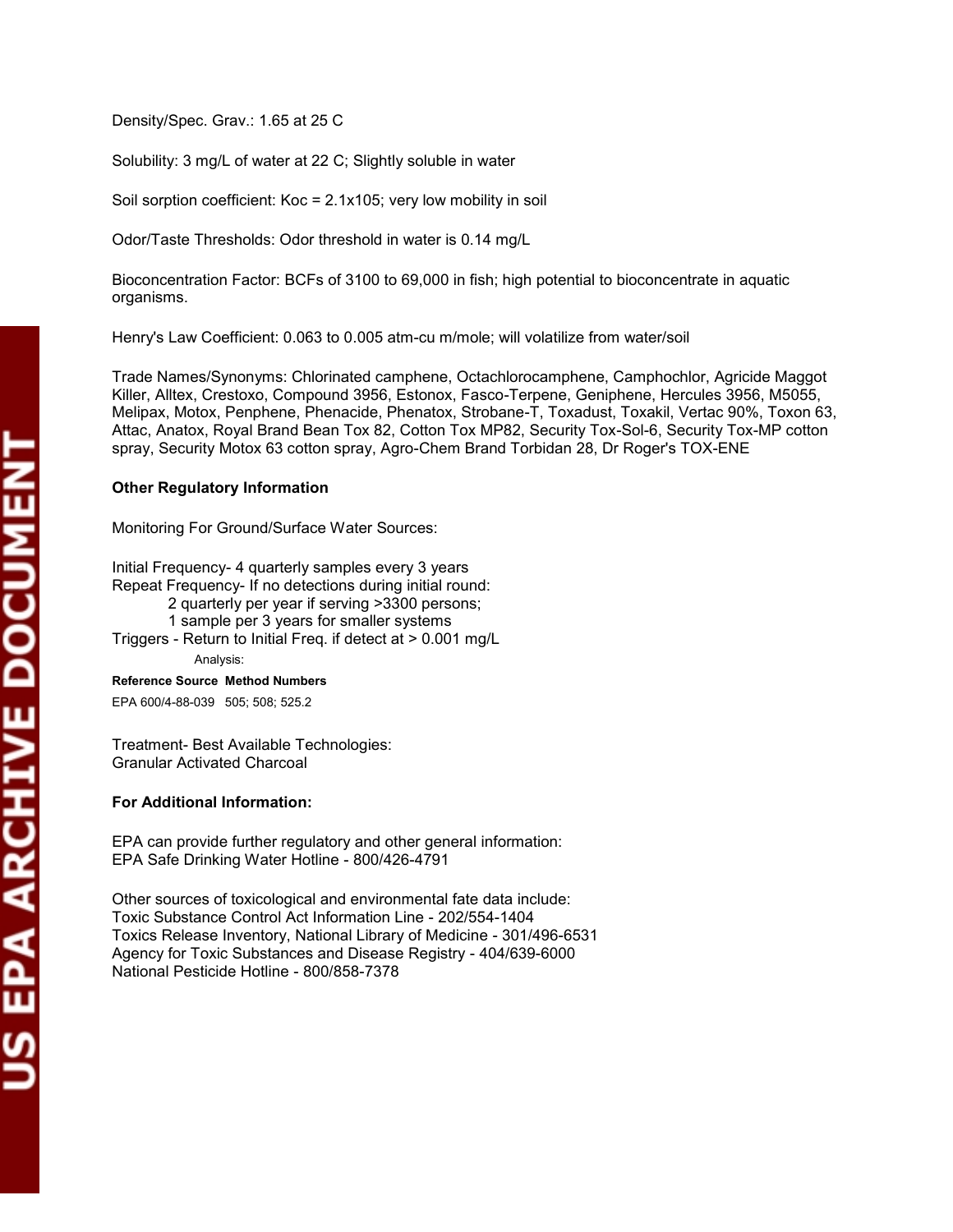Density/Spec. Grav.: 1.65 at 25 C

Solubility: 3 mg/L of water at 22 C; Slightly soluble in water

Soil sorption coefficient: Koc = 2.1x105; very low mobility in soil

Odor/Taste Thresholds: Odor threshold in water is 0.14 mg/L

Bioconcentration Factor: BCFs of 3100 to 69,000 in fish; high potential to bioconcentrate in aquatic organisms.

Henry's Law Coefficient: 0.063 to 0.005 atm-cu m/mole; will volatilize from water/soil

Trade Names/Synonyms: Chlorinated camphene, Octachlorocamphene, Camphochlor, Agricide Maggot Killer, Alltex, Crestoxo, Compound 3956, Estonox, Fasco-Terpene, Geniphene, Hercules 3956, M5055, Melipax, Motox, Penphene, Phenacide, Phenatox, Strobane-T, Toxadust, Toxakil, Vertac 90%, Toxon 63, Attac, Anatox, Royal Brand Bean Tox 82, Cotton Tox MP82, Security Tox-Sol-6, Security Tox-MP cotton spray, Security Motox 63 cotton spray, Agro-Chem Brand Torbidan 28, Dr Roger's TOX-ENE

**Other Regulatory Information**

Monitoring For Ground/Surface Water Sources:

Initial Frequency- 4 quarterly samples every 3 years
Repeat Frequency- If no detections during initial round:
    2 quarterly per year if serving >3300 persons;
    1 sample per 3 years for smaller systems
Triggers - Return to Initial Freq. if detect at > 0.001 mg/L

Analysis:

| Reference Source | Method Numbers |
|---|---|
| EPA 600/4-88-039 | 505; 508; 525.2 |

Treatment- Best Available Technologies:
Granular Activated Charcoal

**For Additional Information:**

EPA can provide further regulatory and other general information:
EPA Safe Drinking Water Hotline - 800/426-4791

Other sources of toxicological and environmental fate data include:
Toxic Substance Control Act Information Line - 202/554-1404
Toxics Release Inventory, National Library of Medicine - 301/496-6531
Agency for Toxic Substances and Disease Registry - 404/639-6000
National Pesticide Hotline - 800/858-7378